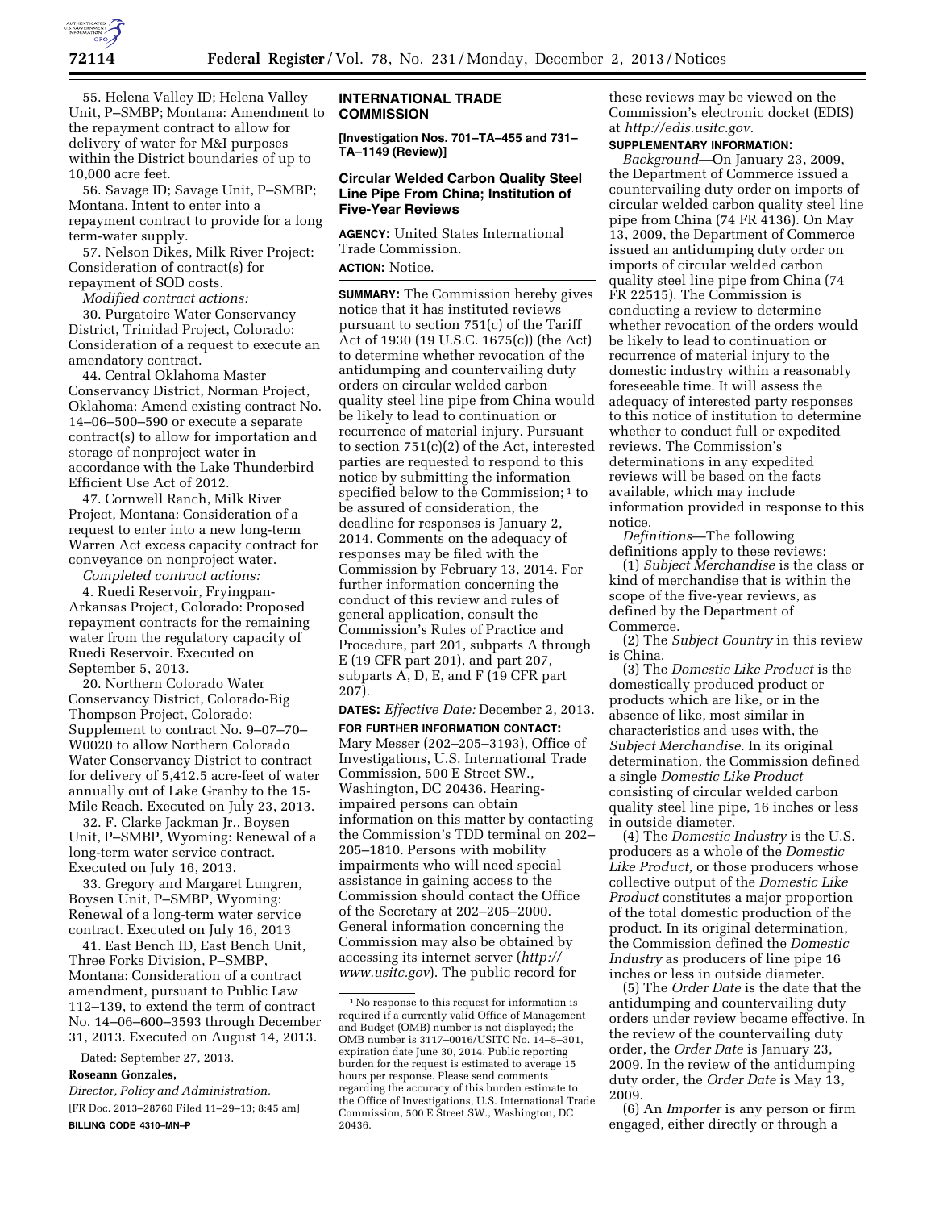55. Helena Valley ID; Helena Valley Unit, P–SMBP; Montana: Amendment to the repayment contract to allow for delivery of water for M&I purposes within the District boundaries of up to 10,000 acre feet.

56. Savage ID; Savage Unit, P–SMBP; Montana. Intent to enter into a repayment contract to provide for a long term-water supply.

57. Nelson Dikes, Milk River Project: Consideration of contract(s) for repayment of SOD costs.

*Modified contract actions:*

30. Purgatoire Water Conservancy District, Trinidad Project, Colorado: Consideration of a request to execute an amendatory contract.

44. Central Oklahoma Master Conservancy District, Norman Project, Oklahoma: Amend existing contract No. 14–06–500–590 or execute a separate contract(s) to allow for importation and storage of nonproject water in accordance with the Lake Thunderbird Efficient Use Act of 2012.

47. Cornwell Ranch, Milk River Project, Montana: Consideration of a request to enter into a new long-term Warren Act excess capacity contract for conveyance on nonproject water.

*Completed contract actions:*

4. Ruedi Reservoir, Fryingpan-Arkansas Project, Colorado: Proposed repayment contracts for the remaining water from the regulatory capacity of Ruedi Reservoir. Executed on September 5, 2013.

20. Northern Colorado Water Conservancy District, Colorado-Big Thompson Project, Colorado: Supplement to contract No. 9–07–70–W0020 to allow Northern Colorado Water Conservancy District to contract for delivery of 5,412.5 acre-feet of water annually out of Lake Granby to the 15-Mile Reach. Executed on July 23, 2013.

32. F. Clarke Jackman Jr., Boysen Unit, P–SMBP, Wyoming: Renewal of a long-term water service contract. Executed on July 16, 2013.

33. Gregory and Margaret Lungren, Boysen Unit, P–SMBP, Wyoming: Renewal of a long-term water service contract. Executed on July 16, 2013

41. East Bench ID, East Bench Unit, Three Forks Division, P–SMBP, Montana: Consideration of a contract amendment, pursuant to Public Law 112–139, to extend the term of contract No. 14–06–600–3593 through December 31, 2013. Executed on August 14, 2013.

Dated: September 27, 2013.

**Roseann Gonzales,**

*Director, Policy and Administration.*

[FR Doc. 2013–28760 Filed 11–29–13; 8:45 am]

**BILLING CODE 4310–MN–P**

## INTERNATIONAL TRADE COMMISSION

**[Investigation Nos. 701–TA–455 and 731–TA–1149 (Review)]**

### Circular Welded Carbon Quality Steel Line Pipe From China; Institution of Five-Year Reviews

**AGENCY:** United States International Trade Commission.

**ACTION:** Notice.

**SUMMARY:** The Commission hereby gives notice that it has instituted reviews pursuant to section 751(c) of the Tariff Act of 1930 (19 U.S.C. 1675(c)) (the Act) to determine whether revocation of the antidumping and countervailing duty orders on circular welded carbon quality steel line pipe from China would be likely to lead to continuation or recurrence of material injury. Pursuant to section 751(c)(2) of the Act, interested parties are requested to respond to this notice by submitting the information specified below to the Commission;[1] to be assured of consideration, the deadline for responses is January 2, 2014. Comments on the adequacy of responses may be filed with the Commission by February 13, 2014. For further information concerning the conduct of this review and rules of general application, consult the Commission's Rules of Practice and Procedure, part 201, subparts A through E (19 CFR part 201), and part 207, subparts A, D, E, and F (19 CFR part 207).

**DATES:** *Effective Date:* December 2, 2013.

**FOR FURTHER INFORMATION CONTACT:** Mary Messer (202–205–3193), Office of Investigations, U.S. International Trade Commission, 500 E Street SW., Washington, DC 20436. Hearing-impaired persons can obtain information on this matter by contacting the Commission's TDD terminal on 202–205–1810. Persons with mobility impairments who will need special assistance in gaining access to the Commission should contact the Office of the Secretary at 202–205–2000. General information concerning the Commission may also be obtained by accessing its internet server (*http://www.usitc.gov*). The public record for these reviews may be viewed on the Commission's electronic docket (EDIS) at *http://edis.usitc.gov.*

**SUPPLEMENTARY INFORMATION:**

*Background*—On January 23, 2009, the Department of Commerce issued a countervailing duty order on imports of circular welded carbon quality steel line pipe from China (74 FR 4136). On May 13, 2009, the Department of Commerce issued an antidumping duty order on imports of circular welded carbon quality steel line pipe from China (74 FR 22515). The Commission is conducting a review to determine whether revocation of the orders would be likely to lead to continuation or recurrence of material injury to the domestic industry within a reasonably foreseeable time. It will assess the adequacy of interested party responses to this notice of institution to determine whether to conduct full or expedited reviews. The Commission's determinations in any expedited reviews will be based on the facts available, which may include information provided in response to this notice.

*Definitions*—The following definitions apply to these reviews:

(1) *Subject Merchandise* is the class or kind of merchandise that is within the scope of the five-year reviews, as defined by the Department of Commerce.

(2) The *Subject Country* in this review is China.

(3) The *Domestic Like Product* is the domestically produced product or products which are like, or in the absence of like, most similar in characteristics and uses with, the *Subject Merchandise.* In its original determination, the Commission defined a single *Domestic Like Product* consisting of circular welded carbon quality steel line pipe, 16 inches or less in outside diameter.

(4) The *Domestic Industry* is the U.S. producers as a whole of the *Domestic Like Product,* or those producers whose collective output of the *Domestic Like Product* constitutes a major proportion of the total domestic production of the product. In its original determination, the Commission defined the *Domestic Industry* as producers of line pipe 16 inches or less in outside diameter.

(5) The *Order Date* is the date that the antidumping and countervailing duty orders under review became effective. In the review of the countervailing duty order, the *Order Date* is January 23, 2009. In the review of the antidumping duty order, the *Order Date* is May 13, 2009.

(6) An *Importer* is any person or firm engaged, either directly or through a

[1] No response to this request for information is required if a currently valid Office of Management and Budget (OMB) number is not displayed; the OMB number is 3117–0016/USITC No. 14–5–301, expiration date June 30, 2014. Public reporting burden for the request is estimated to average 15 hours per response. Please send comments regarding the accuracy of this burden estimate to the Office of Investigations, U.S. International Trade Commission, 500 E Street SW., Washington, DC 20436.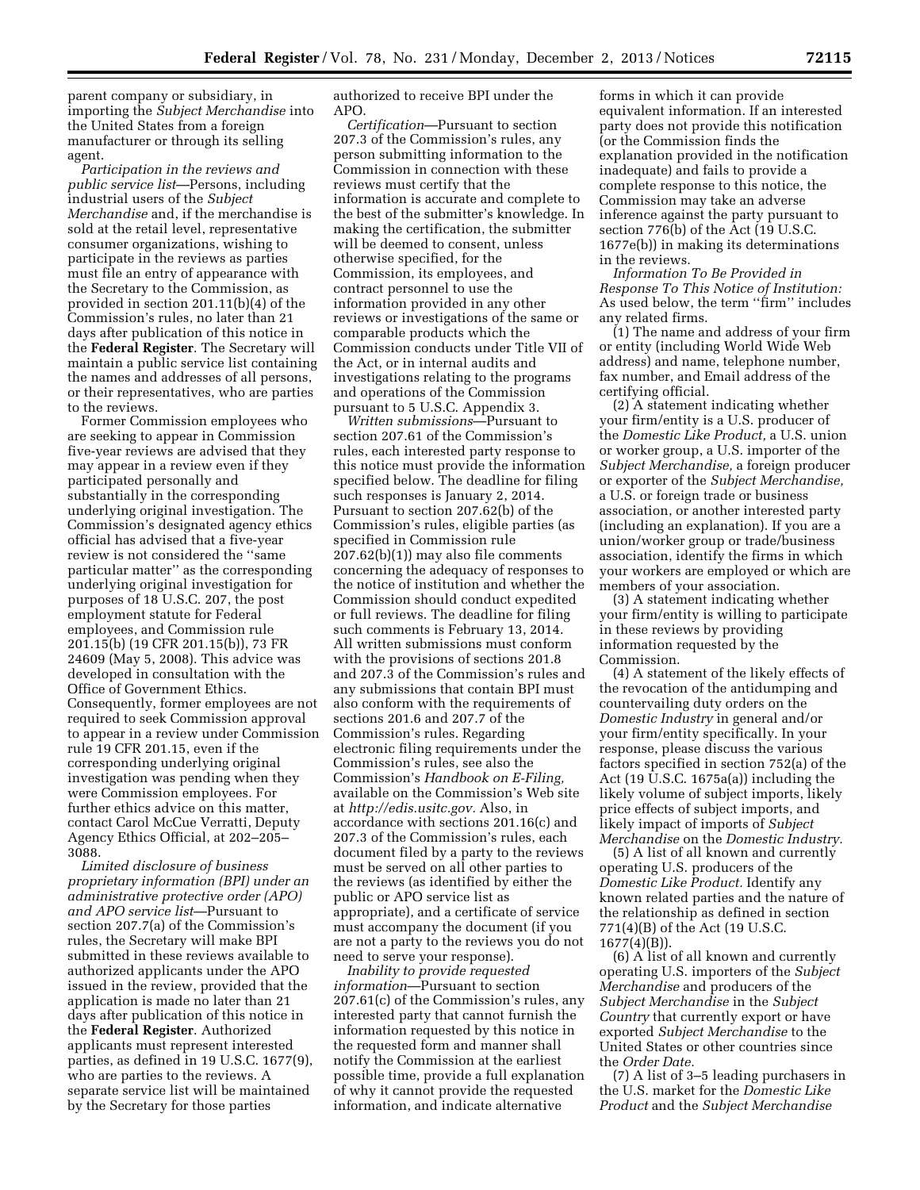parent company or subsidiary, in importing the *Subject Merchandise* into the United States from a foreign manufacturer or through its selling agent.

*Participation in the reviews and public service list*—Persons, including industrial users of the *Subject Merchandise* and, if the merchandise is sold at the retail level, representative consumer organizations, wishing to participate in the reviews as parties must file an entry of appearance with the Secretary to the Commission, as provided in section 201.11(b)(4) of the Commission's rules, no later than 21 days after publication of this notice in the **Federal Register**. The Secretary will maintain a public service list containing the names and addresses of all persons, or their representatives, who are parties to the reviews.

Former Commission employees who are seeking to appear in Commission five-year reviews are advised that they may appear in a review even if they participated personally and substantially in the corresponding underlying original investigation. The Commission's designated agency ethics official has advised that a five-year review is not considered the ''same particular matter'' as the corresponding underlying original investigation for purposes of 18 U.S.C. 207, the post employment statute for Federal employees, and Commission rule 201.15(b) (19 CFR 201.15(b)), 73 FR 24609 (May 5, 2008). This advice was developed in consultation with the Office of Government Ethics. Consequently, former employees are not required to seek Commission approval to appear in a review under Commission rule 19 CFR 201.15, even if the corresponding underlying original investigation was pending when they were Commission employees. For further ethics advice on this matter, contact Carol McCue Verratti, Deputy Agency Ethics Official, at 202–205–3088.

*Limited disclosure of business proprietary information (BPI) under an administrative protective order (APO) and APO service list*—Pursuant to section 207.7(a) of the Commission's rules, the Secretary will make BPI submitted in these reviews available to authorized applicants under the APO issued in the review, provided that the application is made no later than 21 days after publication of this notice in the **Federal Register**. Authorized applicants must represent interested parties, as defined in 19 U.S.C. 1677(9), who are parties to the reviews. A separate service list will be maintained by the Secretary for those parties authorized to receive BPI under the APO.

*Certification*—Pursuant to section 207.3 of the Commission's rules, any person submitting information to the Commission in connection with these reviews must certify that the information is accurate and complete to the best of the submitter's knowledge. In making the certification, the submitter will be deemed to consent, unless otherwise specified, for the Commission, its employees, and contract personnel to use the information provided in any other reviews or investigations of the same or comparable products which the Commission conducts under Title VII of the Act, or in internal audits and investigations relating to the programs and operations of the Commission pursuant to 5 U.S.C. Appendix 3.

*Written submissions*—Pursuant to section 207.61 of the Commission's rules, each interested party response to this notice must provide the information specified below. The deadline for filing such responses is January 2, 2014. Pursuant to section 207.62(b) of the Commission's rules, eligible parties (as specified in Commission rule 207.62(b)(1)) may also file comments concerning the adequacy of responses to the notice of institution and whether the Commission should conduct expedited or full reviews. The deadline for filing such comments is February 13, 2014. All written submissions must conform with the provisions of sections 201.8 and 207.3 of the Commission's rules and any submissions that contain BPI must also conform with the requirements of sections 201.6 and 207.7 of the Commission's rules. Regarding electronic filing requirements under the Commission's rules, see also the Commission's *Handbook on E-Filing,* available on the Commission's Web site at *http://edis.usitc.gov.* Also, in accordance with sections 201.16(c) and 207.3 of the Commission's rules, each document filed by a party to the reviews must be served on all other parties to the reviews (as identified by either the public or APO service list as appropriate), and a certificate of service must accompany the document (if you are not a party to the reviews you do not need to serve your response).

*Inability to provide requested information*—Pursuant to section 207.61(c) of the Commission's rules, any interested party that cannot furnish the information requested by this notice in the requested form and manner shall notify the Commission at the earliest possible time, provide a full explanation of why it cannot provide the requested information, and indicate alternative forms in which it can provide equivalent information. If an interested party does not provide this notification (or the Commission finds the explanation provided in the notification inadequate) and fails to provide a complete response to this notice, the Commission may take an adverse inference against the party pursuant to section 776(b) of the Act (19 U.S.C. 1677e(b)) in making its determinations in the reviews.

*Information To Be Provided in Response To This Notice of Institution:* As used below, the term ''firm'' includes any related firms.

(1) The name and address of your firm or entity (including World Wide Web address) and name, telephone number, fax number, and Email address of the certifying official.

(2) A statement indicating whether your firm/entity is a U.S. producer of the *Domestic Like Product,* a U.S. union or worker group, a U.S. importer of the *Subject Merchandise,* a foreign producer or exporter of the *Subject Merchandise,* a U.S. or foreign trade or business association, or another interested party (including an explanation). If you are a union/worker group or trade/business association, identify the firms in which your workers are employed or which are members of your association.

(3) A statement indicating whether your firm/entity is willing to participate in these reviews by providing information requested by the Commission.

(4) A statement of the likely effects of the revocation of the antidumping and countervailing duty orders on the *Domestic Industry* in general and/or your firm/entity specifically. In your response, please discuss the various factors specified in section 752(a) of the Act (19 U.S.C. 1675a(a)) including the likely volume of subject imports, likely price effects of subject imports, and likely impact of imports of *Subject Merchandise* on the *Domestic Industry.*

(5) A list of all known and currently operating U.S. producers of the *Domestic Like Product.* Identify any known related parties and the nature of the relationship as defined in section 771(4)(B) of the Act (19 U.S.C. 1677(4)(B)).

(6) A list of all known and currently operating U.S. importers of the *Subject Merchandise* and producers of the *Subject Merchandise* in the *Subject Country* that currently export or have exported *Subject Merchandise* to the United States or other countries since the *Order Date.*

(7) A list of 3–5 leading purchasers in the U.S. market for the *Domestic Like Product* and the *Subject Merchandise*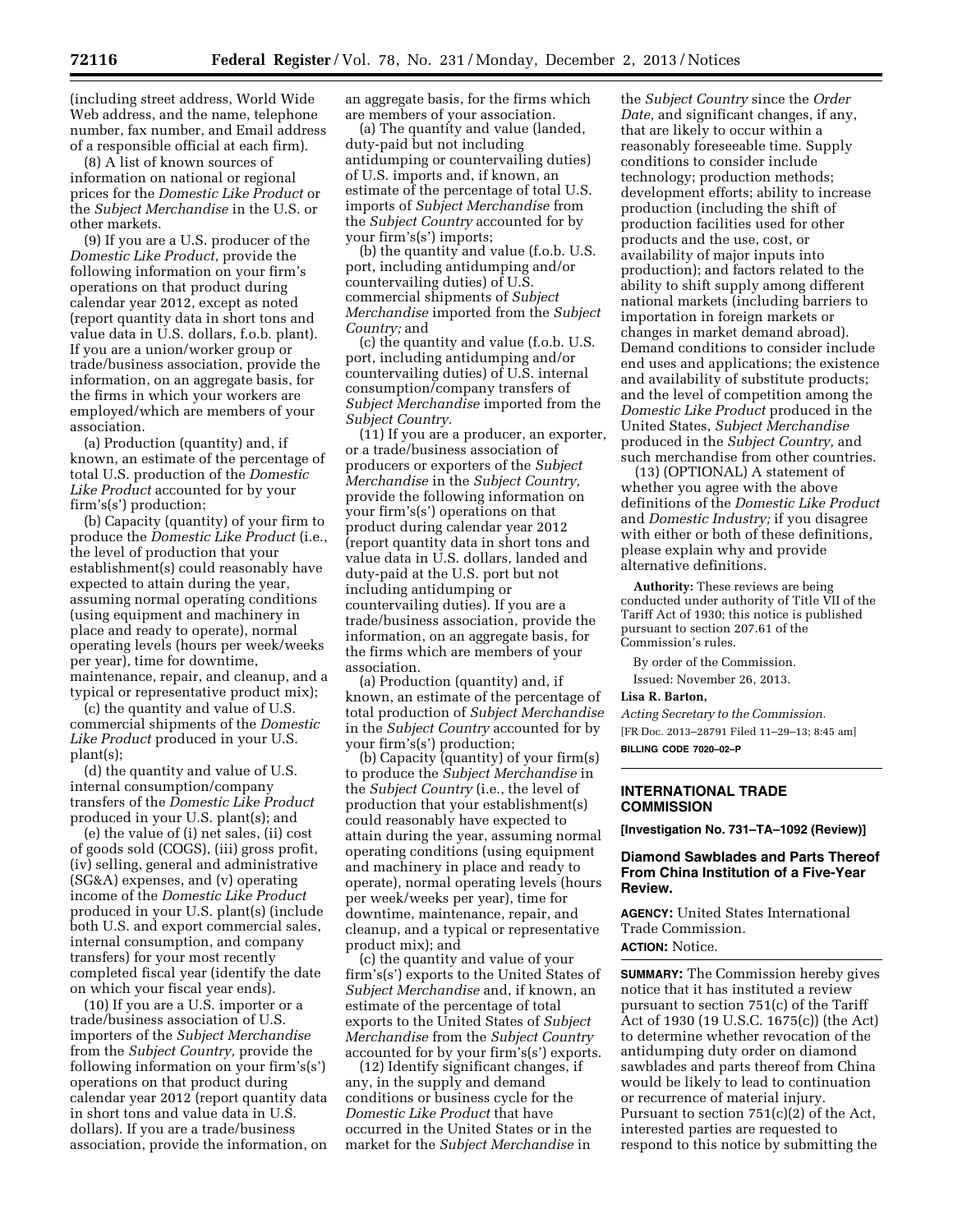(including street address, World Wide Web address, and the name, telephone number, fax number, and Email address of a responsible official at each firm).

(8) A list of known sources of information on national or regional prices for the *Domestic Like Product* or the *Subject Merchandise* in the U.S. or other markets.

(9) If you are a U.S. producer of the *Domestic Like Product,* provide the following information on your firm's operations on that product during calendar year 2012, except as noted (report quantity data in short tons and value data in U.S. dollars, f.o.b. plant). If you are a union/worker group or trade/business association, provide the information, on an aggregate basis, for the firms in which your workers are employed/which are members of your association.

(a) Production (quantity) and, if known, an estimate of the percentage of total U.S. production of the *Domestic Like Product* accounted for by your firm's(s') production;

(b) Capacity (quantity) of your firm to produce the *Domestic Like Product* (i.e., the level of production that your establishment(s) could reasonably have expected to attain during the year, assuming normal operating conditions (using equipment and machinery in place and ready to operate), normal operating levels (hours per week/weeks per year), time for downtime, maintenance, repair, and cleanup, and a typical or representative product mix);

(c) the quantity and value of U.S. commercial shipments of the *Domestic Like Product* produced in your U.S. plant(s);

(d) the quantity and value of U.S. internal consumption/company transfers of the *Domestic Like Product* produced in your U.S. plant(s); and

(e) the value of (i) net sales, (ii) cost of goods sold (COGS), (iii) gross profit, (iv) selling, general and administrative (SG&A) expenses, and (v) operating income of the *Domestic Like Product* produced in your U.S. plant(s) (include both U.S. and export commercial sales, internal consumption, and company transfers) for your most recently completed fiscal year (identify the date on which your fiscal year ends).

(10) If you are a U.S. importer or a trade/business association of U.S. importers of the *Subject Merchandise* from the *Subject Country,* provide the following information on your firm's(s') operations on that product during calendar year 2012 (report quantity data in short tons and value data in U.S. dollars). If you are a trade/business association, provide the information, on an aggregate basis, for the firms which are members of your association.

(a) The quantity and value (landed, duty-paid but not including antidumping or countervailing duties) of U.S. imports and, if known, an estimate of the percentage of total U.S. imports of *Subject Merchandise* from the *Subject Country* accounted for by your firm's(s') imports;

(b) the quantity and value (f.o.b. U.S. port, including antidumping and/or countervailing duties) of U.S. commercial shipments of *Subject Merchandise* imported from the *Subject Country;* and

(c) the quantity and value (f.o.b. U.S. port, including antidumping and/or countervailing duties) of U.S. internal consumption/company transfers of *Subject Merchandise* imported from the *Subject Country.*

(11) If you are a producer, an exporter, or a trade/business association of producers or exporters of the *Subject Merchandise* in the *Subject Country,* provide the following information on your firm's(s') operations on that product during calendar year 2012 (report quantity data in short tons and value data in U.S. dollars, landed and duty-paid at the U.S. port but not including antidumping or countervailing duties). If you are a trade/business association, provide the information, on an aggregate basis, for the firms which are members of your association.

(a) Production (quantity) and, if known, an estimate of the percentage of total production of *Subject Merchandise* in the *Subject Country* accounted for by your firm's(s') production;

(b) Capacity (quantity) of your firm(s) to produce the *Subject Merchandise* in the *Subject Country* (i.e., the level of production that your establishment(s) could reasonably have expected to attain during the year, assuming normal operating conditions (using equipment and machinery in place and ready to operate), normal operating levels (hours per week/weeks per year), time for downtime, maintenance, repair, and cleanup, and a typical or representative product mix); and

(c) the quantity and value of your firm's(s') exports to the United States of *Subject Merchandise* and, if known, an estimate of the percentage of total exports to the United States of *Subject Merchandise* from the *Subject Country* accounted for by your firm's(s') exports.

(12) Identify significant changes, if any, in the supply and demand conditions or business cycle for the *Domestic Like Product* that have occurred in the United States or in the market for the *Subject Merchandise* in the *Subject Country* since the *Order Date,* and significant changes, if any, that are likely to occur within a reasonably foreseeable time. Supply conditions to consider include technology; production methods; development efforts; ability to increase production (including the shift of production facilities used for other products and the use, cost, or availability of major inputs into production); and factors related to the ability to shift supply among different national markets (including barriers to importation in foreign markets or changes in market demand abroad). Demand conditions to consider include end uses and applications; the existence and availability of substitute products; and the level of competition among the *Domestic Like Product* produced in the United States, *Subject Merchandise* produced in the *Subject Country,* and such merchandise from other countries.

(13) (OPTIONAL) A statement of whether you agree with the above definitions of the *Domestic Like Product* and *Domestic Industry;* if you disagree with either or both of these definitions, please explain why and provide alternative definitions.

**Authority:** These reviews are being conducted under authority of Title VII of the Tariff Act of 1930; this notice is published pursuant to section 207.61 of the Commission's rules.

By order of the Commission.

Issued: November 26, 2013.

**Lisa R. Barton,**

*Acting Secretary to the Commission.*

[FR Doc. 2013–28791 Filed 11–29–13; 8:45 am]

**BILLING CODE 7020–02–P**

---

## INTERNATIONAL TRADE COMMISSION

**[Investigation No. 731–TA–1092 (Review)]**

### Diamond Sawblades and Parts Thereof From China Institution of a Five-Year Review.

**AGENCY:** United States International Trade Commission.

**ACTION:** Notice.

**SUMMARY:** The Commission hereby gives notice that it has instituted a review pursuant to section 751(c) of the Tariff Act of 1930 (19 U.S.C. 1675(c)) (the Act) to determine whether revocation of the antidumping duty order on diamond sawblades and parts thereof from China would be likely to lead to continuation or recurrence of material injury. Pursuant to section 751(c)(2) of the Act, interested parties are requested to respond to this notice by submitting the